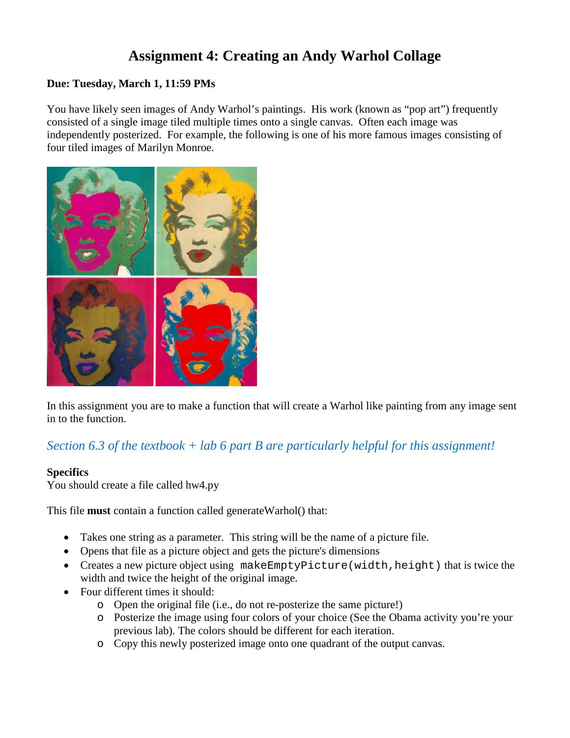# Assignment 4: Creating an Andy Warhol Collage

**Due: Tuesday, March 1, 11:59 PMs**

You have likely seen images of Andy Warhol's paintings. His work (known as "pop art") frequently consisted of a single image tiled multiple times onto a single canvas. Often each image was independently posterized. For example, the following is one of his more famous images consisting of four tiled images of Marilyn Monroe.

In this assignment you are to make a function that will create a Warhol like painting from any image sent in to the function.

*Section 6.3 of the textbook + lab 6 part B are particularly helpful for this assignment!*

**Specifics**

You should create a file called hw4.py

This file **must** contain a function called generateWarhol() that:

- Takes one string as a parameter. This string will be the name of a picture file.
- Opens that file as a picture object and gets the picture's dimensions
- Creates a new picture object using `makeEmptyPicture(width,height)` that is twice the width and twice the height of the original image.
- Four different times it should:
  - Open the original file (i.e., do not re-posterize the same picture!)
  - Posterize the image using four colors of your choice (See the Obama activity you're your previous lab). The colors should be different for each iteration.
  - Copy this newly posterized image onto one quadrant of the output canvas.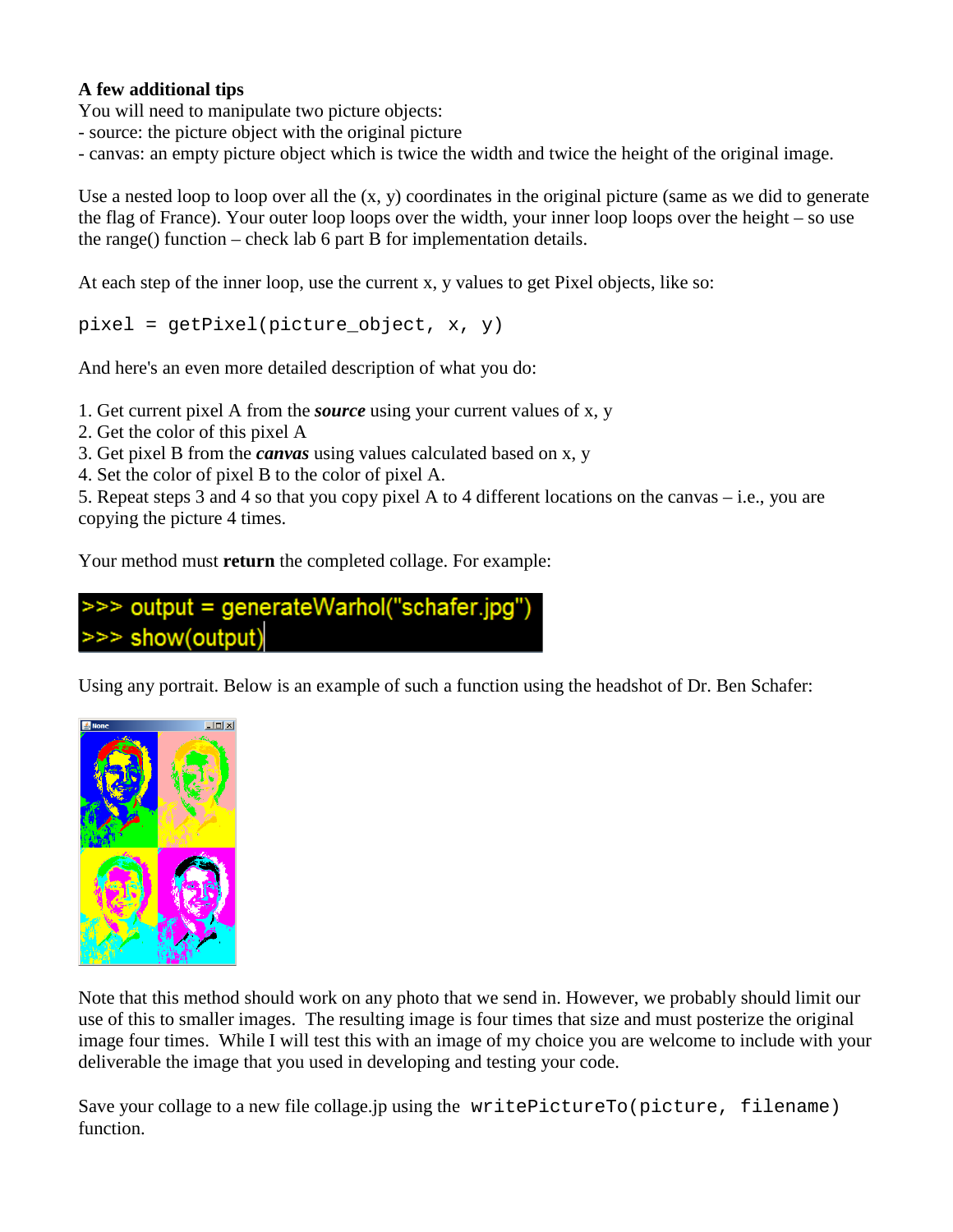**A few additional tips**

You will need to manipulate two picture objects:

- source: the picture object with the original picture
- canvas: an empty picture object which is twice the width and twice the height of the original image.

Use a nested loop to loop over all the (x, y) coordinates in the original picture (same as we did to generate the flag of France). Your outer loop loops over the width, your inner loop loops over the height – so use the range() function – check lab 6 part B for implementation details.

At each step of the inner loop, use the current x, y values to get Pixel objects, like so:

```
pixel = getPixel(picture_object, x, y)
```

And here's an even more detailed description of what you do:

1. Get current pixel A from the ***source*** using your current values of x, y
2. Get the color of this pixel A
3. Get pixel B from the ***canvas*** using values calculated based on x, y
4. Set the color of pixel B to the color of pixel A.
5. Repeat steps 3 and 4 so that you copy pixel A to 4 different locations on the canvas – i.e., you are copying the picture 4 times.

Your method must **return** the completed collage. For example:

```
>>> output = generateWarhol("schafer.jpg")
>>> show(output)
```

Using any portrait. Below is an example of such a function using the headshot of Dr. Ben Schafer:

Note that this method should work on any photo that we send in. However, we probably should limit our use of this to smaller images. The resulting image is four times that size and must posterize the original image four times. While I will test this with an image of my choice you are welcome to include with your deliverable the image that you used in developing and testing your code.

Save your collage to a new file collage.jp using the `writePictureTo(picture, filename)` function.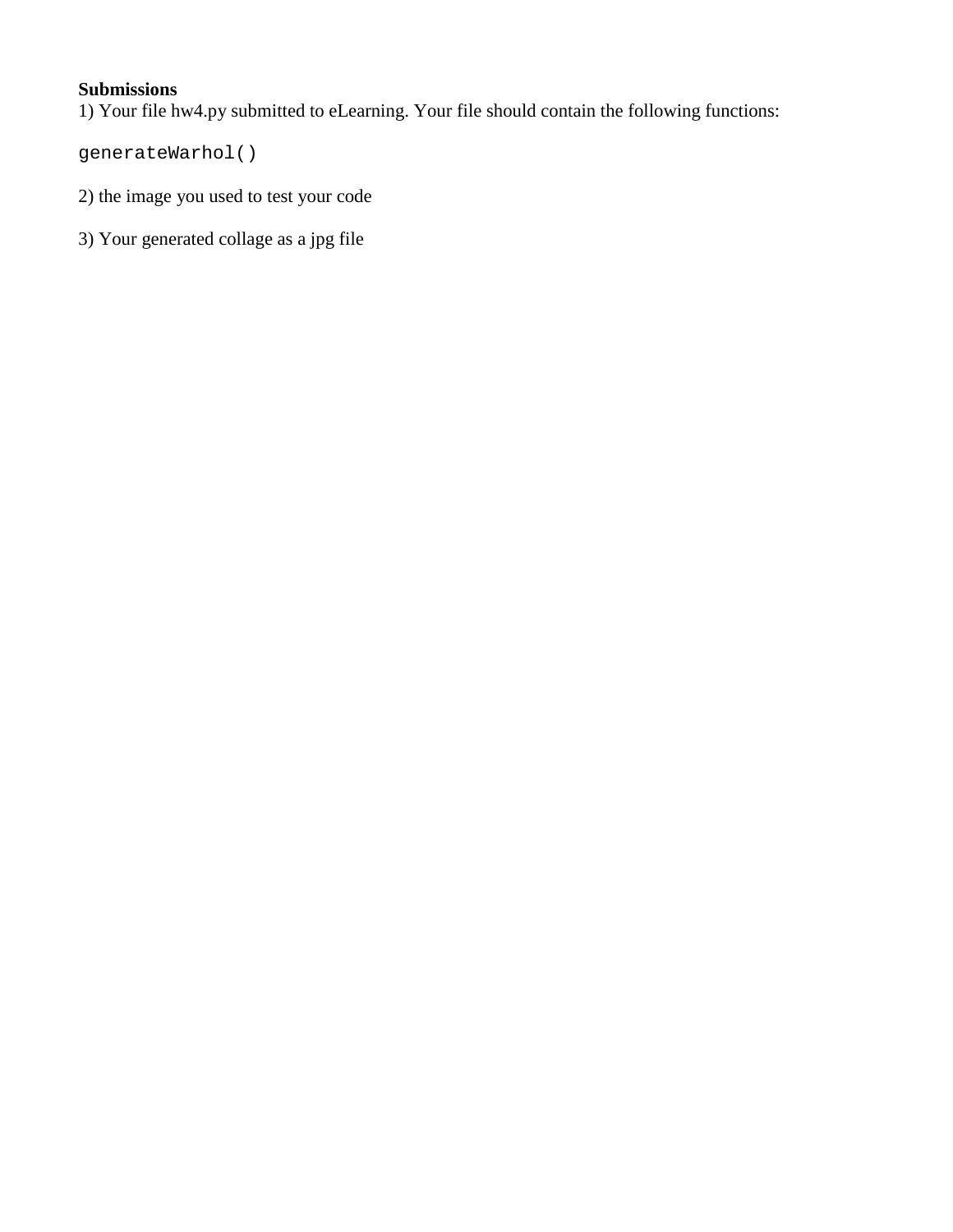**Submissions**

1) Your file hw4.py submitted to eLearning. Your file should contain the following functions:

```
generateWarhol()
```

2) the image you used to test your code

3) Your generated collage as a jpg file